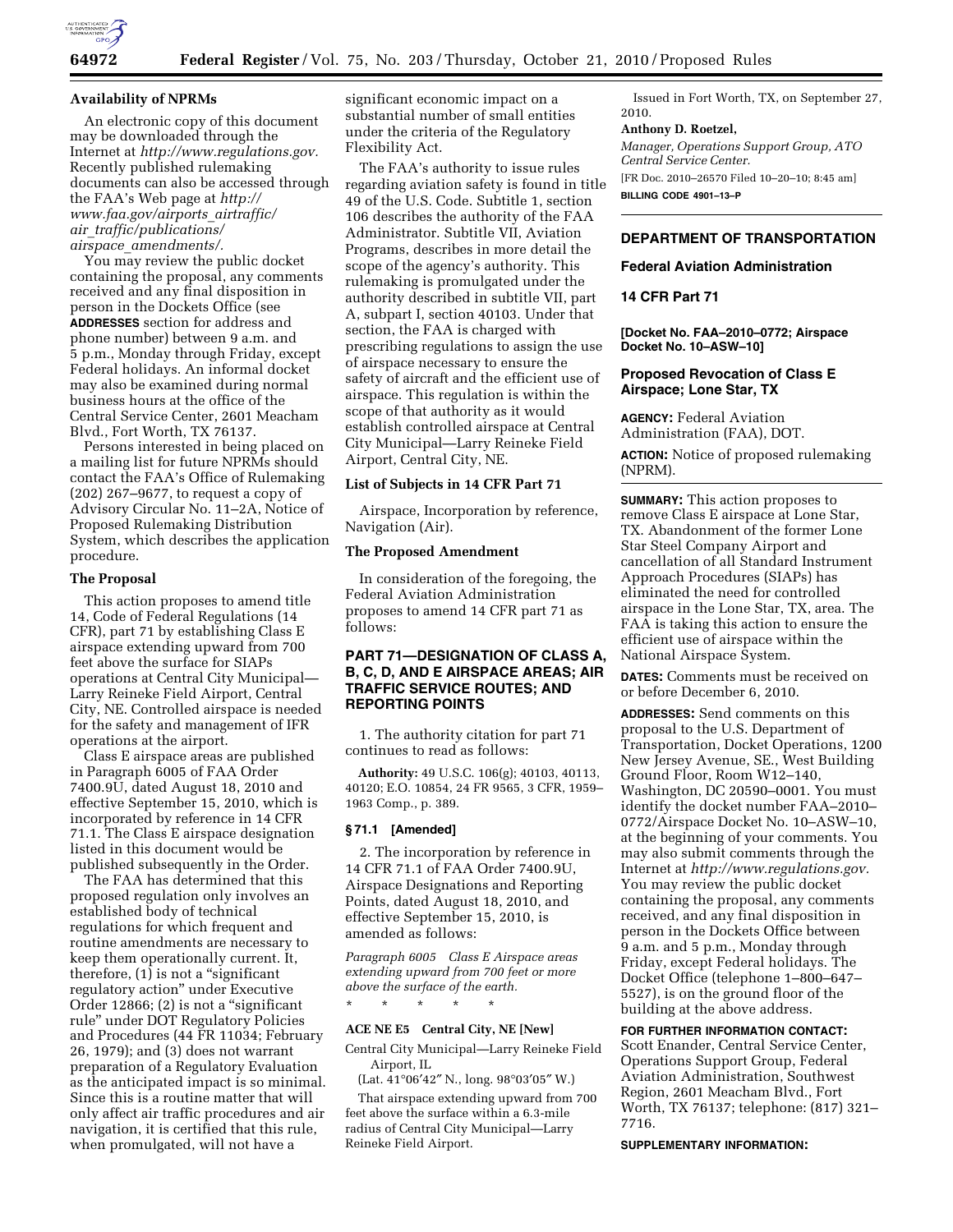### Availability of NPRMs

An electronic copy of this document may be downloaded through the Internet at *http://www.regulations.gov.* Recently published rulemaking documents can also be accessed through the FAA's Web page at *http://www.faa.gov/airports_airtraffic/air_traffic/publications/airspace_amendments/.*

You may review the public docket containing the proposal, any comments received and any final disposition in person in the Dockets Office (see **ADDRESSES** section for address and phone number) between 9 a.m. and 5 p.m., Monday through Friday, except Federal holidays. An informal docket may also be examined during normal business hours at the office of the Central Service Center, 2601 Meacham Blvd., Fort Worth, TX 76137.

Persons interested in being placed on a mailing list for future NPRMs should contact the FAA's Office of Rulemaking (202) 267–9677, to request a copy of Advisory Circular No. 11–2A, Notice of Proposed Rulemaking Distribution System, which describes the application procedure.

### The Proposal

This action proposes to amend title 14, Code of Federal Regulations (14 CFR), part 71 by establishing Class E airspace extending upward from 700 feet above the surface for SIAPs operations at Central City Municipal—Larry Reineke Field Airport, Central City, NE. Controlled airspace is needed for the safety and management of IFR operations at the airport.

Class E airspace areas are published in Paragraph 6005 of FAA Order 7400.9U, dated August 18, 2010 and effective September 15, 2010, which is incorporated by reference in 14 CFR 71.1. The Class E airspace designation listed in this document would be published subsequently in the Order.

The FAA has determined that this proposed regulation only involves an established body of technical regulations for which frequent and routine amendments are necessary to keep them operationally current. It, therefore, (1) is not a "significant regulatory action" under Executive Order 12866; (2) is not a "significant rule" under DOT Regulatory Policies and Procedures (44 FR 11034; February 26, 1979); and (3) does not warrant preparation of a Regulatory Evaluation as the anticipated impact is so minimal. Since this is a routine matter that will only affect air traffic procedures and air navigation, it is certified that this rule, when promulgated, will not have a significant economic impact on a substantial number of small entities under the criteria of the Regulatory Flexibility Act.

The FAA's authority to issue rules regarding aviation safety is found in title 49 of the U.S. Code. Subtitle 1, section 106 describes the authority of the FAA Administrator. Subtitle VII, Aviation Programs, describes in more detail the scope of the agency's authority. This rulemaking is promulgated under the authority described in subtitle VII, part A, subpart I, section 40103. Under that section, the FAA is charged with prescribing regulations to assign the use of airspace necessary to ensure the safety of aircraft and the efficient use of airspace. This regulation is within the scope of that authority as it would establish controlled airspace at Central City Municipal—Larry Reineke Field Airport, Central City, NE.

### List of Subjects in 14 CFR Part 71

Airspace, Incorporation by reference, Navigation (Air).

### The Proposed Amendment

In consideration of the foregoing, the Federal Aviation Administration proposes to amend 14 CFR part 71 as follows:

### PART 71—DESIGNATION OF CLASS A, B, C, D, AND E AIRSPACE AREAS; AIR TRAFFIC SERVICE ROUTES; AND REPORTING POINTS

1. The authority citation for part 71 continues to read as follows:

**Authority:** 49 U.S.C. 106(g); 40103, 40113, 40120; E.O. 10854, 24 FR 9565, 3 CFR, 1959–1963 Comp., p. 389.

**§ 71.1 [Amended]**

2. The incorporation by reference in 14 CFR 71.1 of FAA Order 7400.9U, Airspace Designations and Reporting Points, dated August 18, 2010, and effective September 15, 2010, is amended as follows:

*Paragraph 6005 Class E Airspace areas extending upward from 700 feet or more above the surface of the earth.*

\* \* \* \* \*

**ACE NE E5 Central City, NE [New]**

Central City Municipal—Larry Reineke Field Airport, IL

(Lat. 41°06′42″ N., long. 98°03′05″ W.)

That airspace extending upward from 700 feet above the surface within a 6.3-mile radius of Central City Municipal—Larry Reineke Field Airport.

Issued in Fort Worth, TX, on September 27, 2010.

**Anthony D. Roetzel,**

*Manager, Operations Support Group, ATO Central Service Center.*

[FR Doc. 2010–26570 Filed 10–20–10; 8:45 am]

**BILLING CODE 4901–13–P**

---

## DEPARTMENT OF TRANSPORTATION

## Federal Aviation Administration

## 14 CFR Part 71

**[Docket No. FAA–2010–0772; Airspace Docket No. 10–ASW–10]**

## Proposed Revocation of Class E Airspace; Lone Star, TX

**AGENCY:** Federal Aviation Administration (FAA), DOT.

**ACTION:** Notice of proposed rulemaking (NPRM).

**SUMMARY:** This action proposes to remove Class E airspace at Lone Star, TX. Abandonment of the former Lone Star Steel Company Airport and cancellation of all Standard Instrument Approach Procedures (SIAPs) has eliminated the need for controlled airspace in the Lone Star, TX, area. The FAA is taking this action to ensure the efficient use of airspace within the National Airspace System.

**DATES:** Comments must be received on or before December 6, 2010.

**ADDRESSES:** Send comments on this proposal to the U.S. Department of Transportation, Docket Operations, 1200 New Jersey Avenue, SE., West Building Ground Floor, Room W12–140, Washington, DC 20590–0001. You must identify the docket number FAA–2010–0772/Airspace Docket No. 10–ASW–10, at the beginning of your comments. You may also submit comments through the Internet at *http://www.regulations.gov.* You may review the public docket containing the proposal, any comments received, and any final disposition in person in the Dockets Office between 9 a.m. and 5 p.m., Monday through Friday, except Federal holidays. The Docket Office (telephone 1–800–647–5527), is on the ground floor of the building at the above address.

**FOR FURTHER INFORMATION CONTACT:** Scott Enander, Central Service Center, Operations Support Group, Federal Aviation Administration, Southwest Region, 2601 Meacham Blvd., Fort Worth, TX 76137; telephone: (817) 321–7716.

**SUPPLEMENTARY INFORMATION:**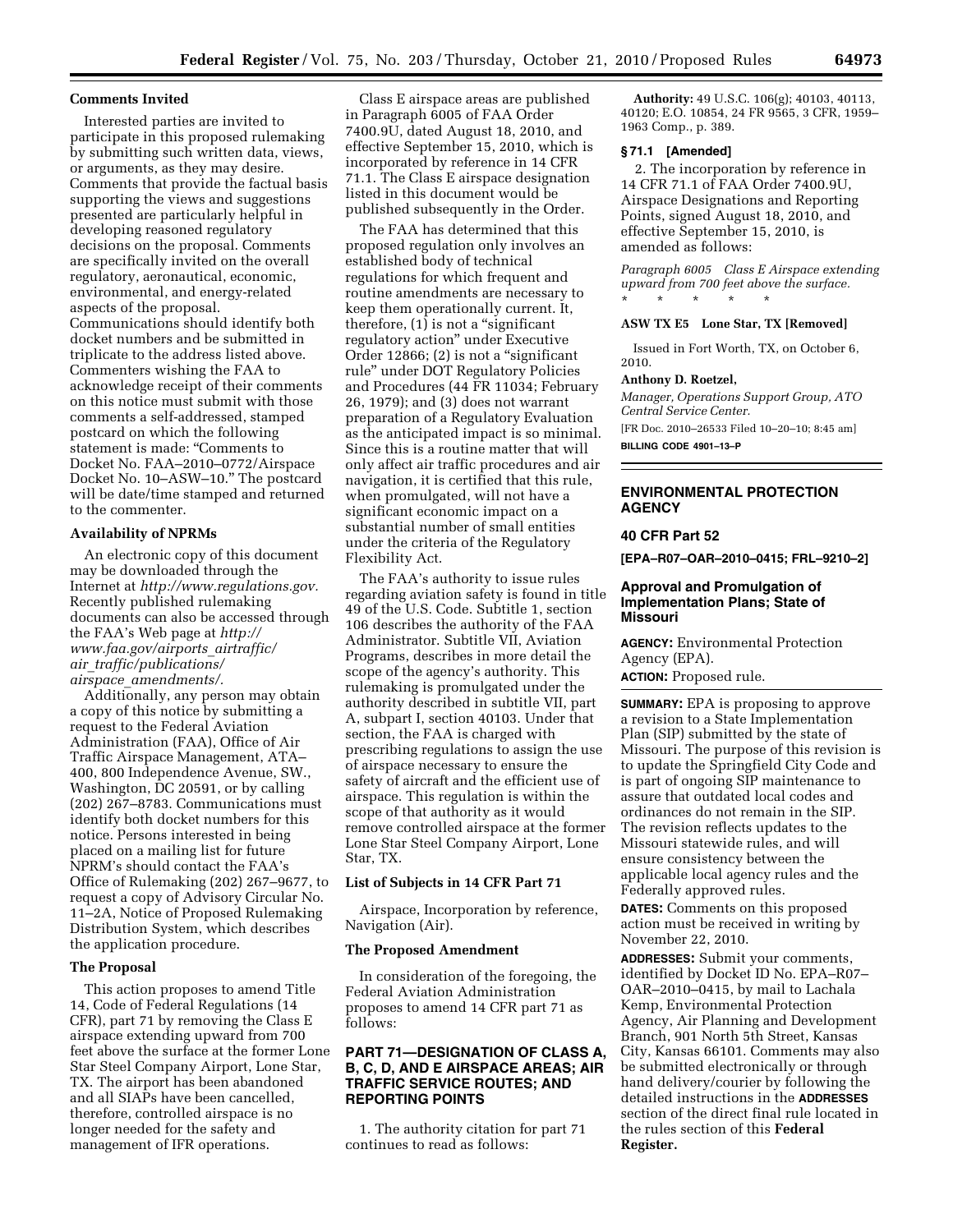**Comments Invited**

Interested parties are invited to participate in this proposed rulemaking by submitting such written data, views, or arguments, as they may desire. Comments that provide the factual basis supporting the views and suggestions presented are particularly helpful in developing reasoned regulatory decisions on the proposal. Comments are specifically invited on the overall regulatory, aeronautical, economic, environmental, and energy-related aspects of the proposal. Communications should identify both docket numbers and be submitted in triplicate to the address listed above. Commenters wishing the FAA to acknowledge receipt of their comments on this notice must submit with those comments a self-addressed, stamped postcard on which the following statement is made: "Comments to Docket No. FAA–2010–0772/Airspace Docket No. 10–ASW–10." The postcard will be date/time stamped and returned to the commenter.

**Availability of NPRMs**

An electronic copy of this document may be downloaded through the Internet at *http://www.regulations.gov.* Recently published rulemaking documents can also be accessed through the FAA's Web page at *http://www.faa.gov/airports_airtraffic/air_traffic/publications/airspace_amendments/.*

Additionally, any person may obtain a copy of this notice by submitting a request to the Federal Aviation Administration (FAA), Office of Air Traffic Airspace Management, ATA–400, 800 Independence Avenue, SW., Washington, DC 20591, or by calling (202) 267–8783. Communications must identify both docket numbers for this notice. Persons interested in being placed on a mailing list for future NPRM's should contact the FAA's Office of Rulemaking (202) 267–9677, to request a copy of Advisory Circular No. 11–2A, Notice of Proposed Rulemaking Distribution System, which describes the application procedure.

**The Proposal**

This action proposes to amend Title 14, Code of Federal Regulations (14 CFR), part 71 by removing the Class E airspace extending upward from 700 feet above the surface at the former Lone Star Steel Company Airport, Lone Star, TX. The airport has been abandoned and all SIAPs have been cancelled, therefore, controlled airspace is no longer needed for the safety and management of IFR operations.

Class E airspace areas are published in Paragraph 6005 of FAA Order 7400.9U, dated August 18, 2010, and effective September 15, 2010, which is incorporated by reference in 14 CFR 71.1. The Class E airspace designation listed in this document would be published subsequently in the Order.

The FAA has determined that this proposed regulation only involves an established body of technical regulations for which frequent and routine amendments are necessary to keep them operationally current. It, therefore, (1) is not a "significant regulatory action" under Executive Order 12866; (2) is not a "significant rule" under DOT Regulatory Policies and Procedures (44 FR 11034; February 26, 1979); and (3) does not warrant preparation of a Regulatory Evaluation as the anticipated impact is so minimal. Since this is a routine matter that will only affect air traffic procedures and air navigation, it is certified that this rule, when promulgated, will not have a significant economic impact on a substantial number of small entities under the criteria of the Regulatory Flexibility Act.

The FAA's authority to issue rules regarding aviation safety is found in title 49 of the U.S. Code. Subtitle 1, section 106 describes the authority of the FAA Administrator. Subtitle VII, Aviation Programs, describes in more detail the scope of the agency's authority. This rulemaking is promulgated under the authority described in subtitle VII, part A, subpart I, section 40103. Under that section, the FAA is charged with prescribing regulations to assign the use of airspace necessary to ensure the safety of aircraft and the efficient use of airspace. This regulation is within the scope of that authority as it would remove controlled airspace at the former Lone Star Steel Company Airport, Lone Star, TX.

**List of Subjects in 14 CFR Part 71**

Airspace, Incorporation by reference, Navigation (Air).

**The Proposed Amendment**

In consideration of the foregoing, the Federal Aviation Administration proposes to amend 14 CFR part 71 as follows:

## PART 71—DESIGNATION OF CLASS A, B, C, D, AND E AIRSPACE AREAS; AIR TRAFFIC SERVICE ROUTES; AND REPORTING POINTS

1. The authority citation for part 71 continues to read as follows:

**Authority:** 49 U.S.C. 106(g); 40103, 40113, 40120; E.O. 10854, 24 FR 9565, 3 CFR, 1959–1963 Comp., p. 389.

**§ 71.1 [Amended]**

2. The incorporation by reference in 14 CFR 71.1 of FAA Order 7400.9U, Airspace Designations and Reporting Points, signed August 18, 2010, and effective September 15, 2010, is amended as follows:

*Paragraph 6005 Class E Airspace extending upward from 700 feet above the surface.*

\* \* \* \* \*

**ASW TX E5 Lone Star, TX [Removed]**

Issued in Fort Worth, TX, on October 6, 2010.

**Anthony D. Roetzel,**

*Manager, Operations Support Group, ATO Central Service Center.*

[FR Doc. 2010–26533 Filed 10–20–10; 8:45 am]

**BILLING CODE 4901–13–P**

## ENVIRONMENTAL PROTECTION AGENCY

### 40 CFR Part 52

**[EPA–R07–OAR–2010–0415; FRL–9210–2]**

### Approval and Promulgation of Implementation Plans; State of Missouri

**AGENCY:** Environmental Protection Agency (EPA).

**ACTION:** Proposed rule.

**SUMMARY:** EPA is proposing to approve a revision to a State Implementation Plan (SIP) submitted by the state of Missouri. The purpose of this revision is to update the Springfield City Code and is part of ongoing SIP maintenance to assure that outdated local codes and ordinances do not remain in the SIP. The revision reflects updates to the Missouri statewide rules, and will ensure consistency between the applicable local agency rules and the Federally approved rules.

**DATES:** Comments on this proposed action must be received in writing by November 22, 2010.

**ADDRESSES:** Submit your comments, identified by Docket ID No. EPA–R07–OAR–2010–0415, by mail to Lachala Kemp, Environmental Protection Agency, Air Planning and Development Branch, 901 North 5th Street, Kansas City, Kansas 66101. Comments may also be submitted electronically or through hand delivery/courier by following the detailed instructions in the **ADDRESSES** section of the direct final rule located in the rules section of this **Federal Register.**